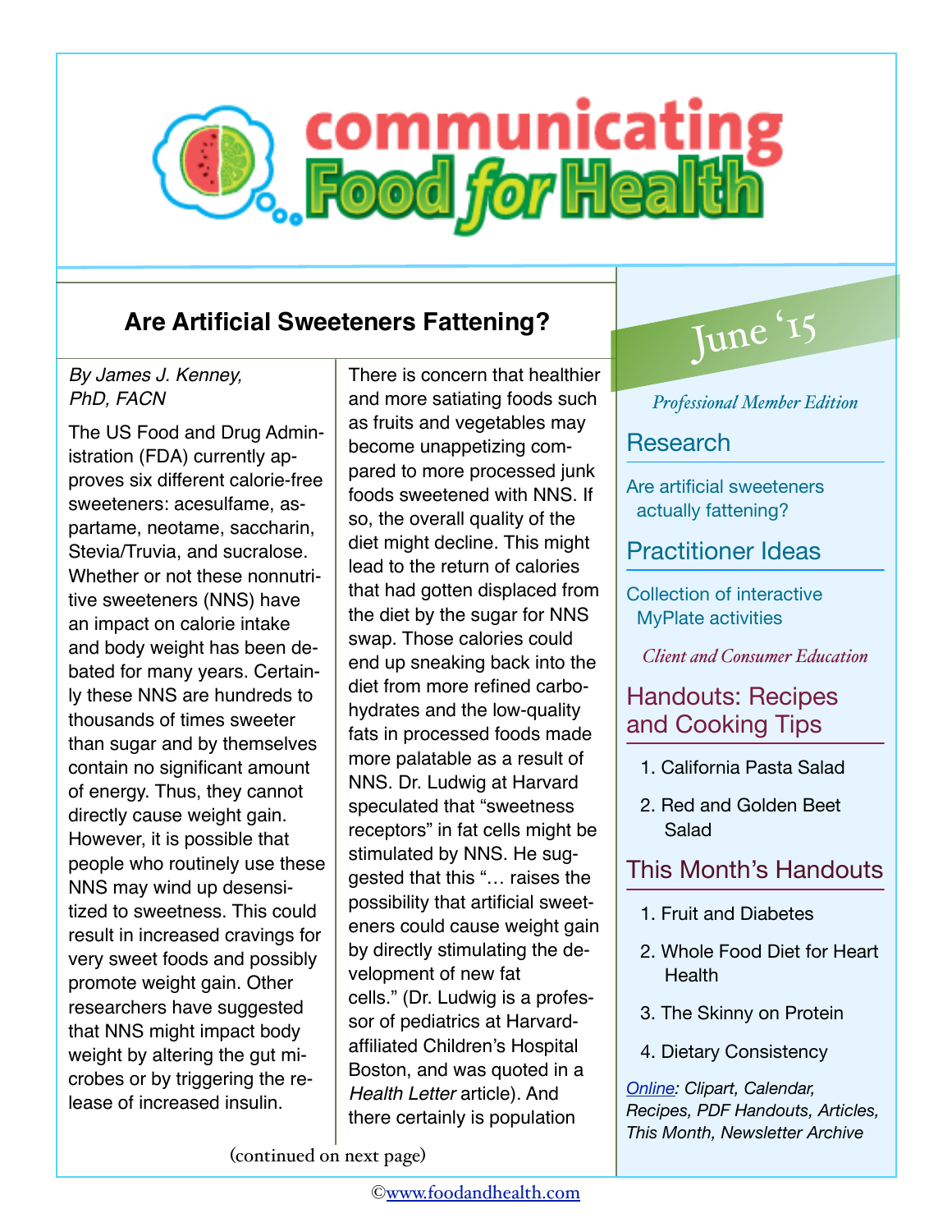# communicating Food for Health

## Are Artificial Sweeteners Fattening?

*By James J. Kenney, PhD, FACN*

The US Food and Drug Administration (FDA) currently approves six different calorie-free sweeteners: acesulfame, aspartame, neotame, saccharin, Stevia/Truvia, and sucralose. Whether or not these nonnutritive sweeteners (NNS) have an impact on calorie intake and body weight has been debated for many years. Certainly these NNS are hundreds to thousands of times sweeter than sugar and by themselves contain no significant amount of energy. Thus, they cannot directly cause weight gain. However, it is possible that people who routinely use these NNS may wind up desensitized to sweetness. This could result in increased cravings for very sweet foods and possibly promote weight gain. Other researchers have suggested that NNS might impact body weight by altering the gut microbes or by triggering the release of increased insulin.

There is concern that healthier and more satiating foods such as fruits and vegetables may become unappetizing compared to more processed junk foods sweetened with NNS. If so, the overall quality of the diet might decline. This might lead to the return of calories that had gotten displaced from the diet by the sugar for NNS swap. Those calories could end up sneaking back into the diet from more refined carbohydrates and the low-quality fats in processed foods made more palatable as a result of NNS. Dr. Ludwig at Harvard speculated that "sweetness receptors" in fat cells might be stimulated by NNS. He suggested that this "… raises the possibility that artificial sweeteners could cause weight gain by directly stimulating the development of new fat cells." (Dr. Ludwig is a professor of pediatrics at Harvard-affiliated Children's Hospital Boston, and was quoted in a *Health Letter* article). And there certainly is population

(continued on next page)

---

**June '15**

*Professional Member Edition*

### Research

Are artificial sweeteners actually fattening?

### Practitioner Ideas

Collection of interactive MyPlate activities

*Client and Consumer Education*

### Handouts: Recipes and Cooking Tips

1. California Pasta Salad
2. Red and Golden Beet Salad

### This Month's Handouts

1. Fruit and Diabetes
2. Whole Food Diet for Heart Health
3. The Skinny on Protein
4. Dietary Consistency

*Online: Clipart, Calendar, Recipes, PDF Handouts, Articles, This Month, Newsletter Archive*

©www.foodandhealth.com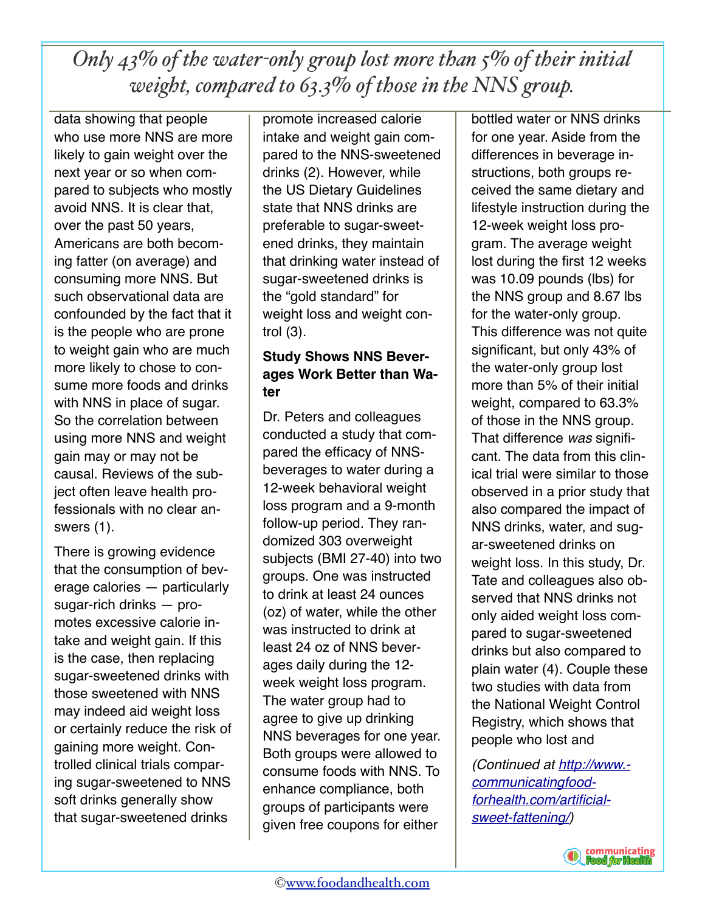*Only 43% of the water-only group lost more than 5% of their initial weight, compared to 63.3% of those in the NNS group.*

data showing that people who use more NNS are more likely to gain weight over the next year or so when compared to subjects who mostly avoid NNS. It is clear that, over the past 50 years, Americans are both becoming fatter (on average) and consuming more NNS. But such observational data are confounded by the fact that it is the people who are prone to weight gain who are much more likely to chose to consume more foods and drinks with NNS in place of sugar. So the correlation between using more NNS and weight gain may or may not be causal. Reviews of the subject often leave health professionals with no clear answers (1).

There is growing evidence that the consumption of beverage calories — particularly sugar-rich drinks — promotes excessive calorie intake and weight gain. If this is the case, then replacing sugar-sweetened drinks with those sweetened with NNS may indeed aid weight loss or certainly reduce the risk of gaining more weight. Controlled clinical trials comparing sugar-sweetened to NNS soft drinks generally show that sugar-sweetened drinks promote increased calorie intake and weight gain compared to the NNS-sweetened drinks (2). However, while the US Dietary Guidelines state that NNS drinks are preferable to sugar-sweetened drinks, they maintain that drinking water instead of sugar-sweetened drinks is the "gold standard" for weight loss and weight control (3).

**Study Shows NNS Beverages Work Better than Water**

Dr. Peters and colleagues conducted a study that compared the efficacy of NNS-beverages to water during a 12-week behavioral weight loss program and a 9-month follow-up period. They randomized 303 overweight subjects (BMI 27-40) into two groups. One was instructed to drink at least 24 ounces (oz) of water, while the other was instructed to drink at least 24 oz of NNS beverages daily during the 12-week weight loss program. The water group had to agree to give up drinking NNS beverages for one year. Both groups were allowed to consume foods with NNS. To enhance compliance, both groups of participants were given free coupons for either bottled water or NNS drinks for one year. Aside from the differences in beverage instructions, both groups received the same dietary and lifestyle instruction during the 12-week weight loss program. The average weight lost during the first 12 weeks was 10.09 pounds (lbs) for the NNS group and 8.67 lbs for the water-only group. This difference was not quite significant, but only 43% of the water-only group lost more than 5% of their initial weight, compared to 63.3% of those in the NNS group. That difference *was* significant. The data from this clinical trial were similar to those observed in a prior study that also compared the impact of NNS drinks, water, and sugar-sweetened drinks on weight loss. In this study, Dr. Tate and colleagues also observed that NNS drinks not only aided weight loss compared to sugar-sweetened drinks but also compared to plain water (4). Couple these two studies with data from the National Weight Control Registry, which shows that people who lost and

*(Continued at [http://www.communicatingfoodforhealth.com/artificial-sweet-fattening/](http://www.communicatingfoodforhealth.com/artificial-sweet-fattening/))*

©[www.foodandhealth.com](http://www.foodandhealth.com)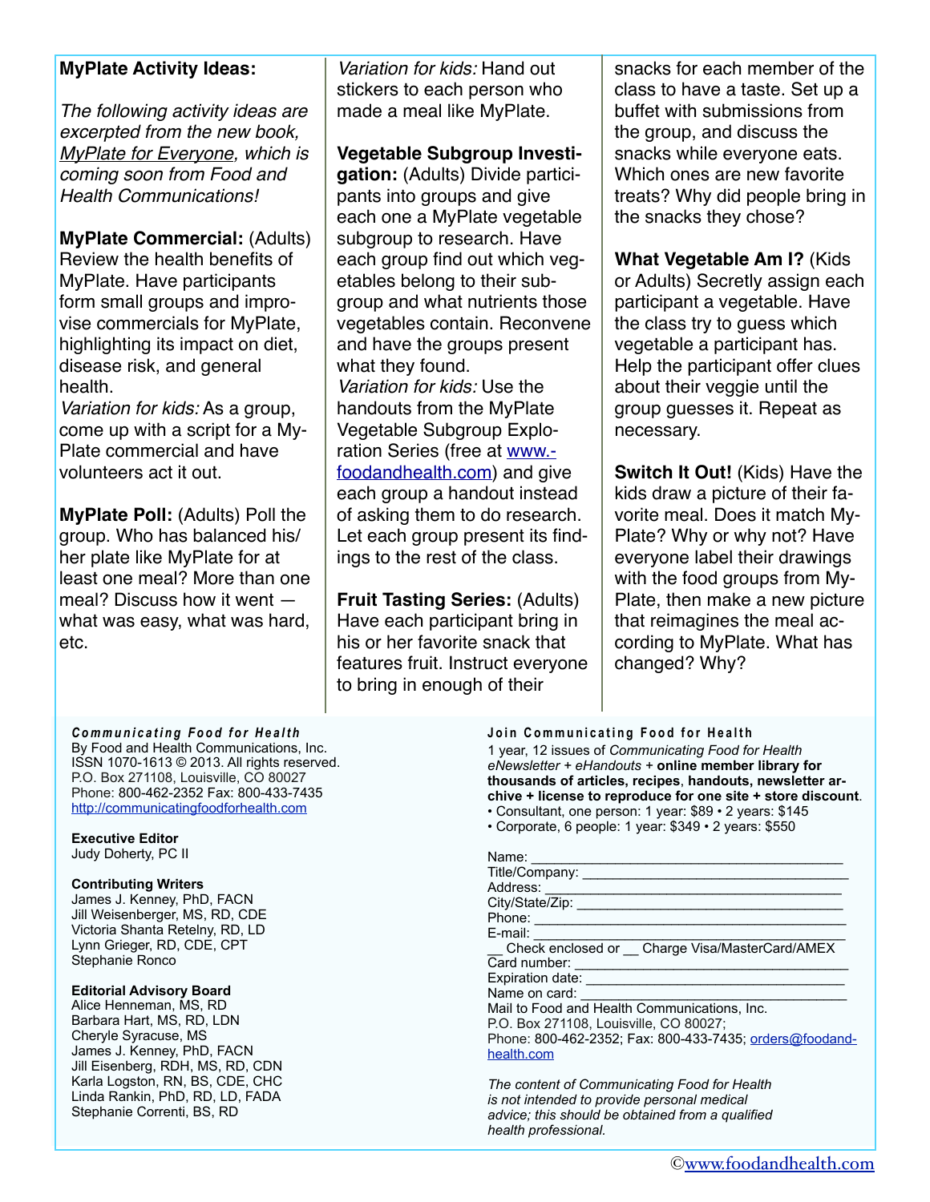**MyPlate Activity Ideas:**

*The following activity ideas are excerpted from the new book, MyPlate for Everyone, which is coming soon from Food and Health Communications!*

**MyPlate Commercial:** (Adults) Review the health benefits of MyPlate. Have participants form small groups and improvise commercials for MyPlate, highlighting its impact on diet, disease risk, and general health.
*Variation for kids:* As a group, come up with a script for a MyPlate commercial and have volunteers act it out.

**MyPlate Poll:** (Adults) Poll the group. Who has balanced his/her plate like MyPlate for at least one meal? More than one meal? Discuss how it went — what was easy, what was hard, etc.
*Variation for kids:* Hand out stickers to each person who made a meal like MyPlate.

**Vegetable Subgroup Investigation:** (Adults) Divide participants into groups and give each one a MyPlate vegetable subgroup to research. Have each group find out which vegetables belong to their subgroup and what nutrients those vegetables contain. Reconvene and have the groups present what they found.
*Variation for kids:* Use the handouts from the MyPlate Vegetable Subgroup Exploration Series (free at www.foodandhealth.com) and give each group a handout instead of asking them to do research. Let each group present its findings to the rest of the class.

**Fruit Tasting Series:** (Adults) Have each participant bring in his or her favorite snack that features fruit. Instruct everyone to bring in enough of their snacks for each member of the class to have a taste. Set up a buffet with submissions from the group, and discuss the snacks while everyone eats. Which ones are new favorite treats? Why did people bring in the snacks they chose?

**What Vegetable Am I?** (Kids or Adults) Secretly assign each participant a vegetable. Have the class try to guess which vegetable a participant has. Help the participant offer clues about their veggie until the group guesses it. Repeat as necessary.

**Switch It Out!** (Kids) Have the kids draw a picture of their favorite meal. Does it match MyPlate? Why or why not? Have everyone label their drawings with the food groups from MyPlate, then make a new picture that reimagines the meal according to MyPlate. What has changed? Why?

***Communicating Food for Health***
By Food and Health Communications, Inc.
ISSN 1070-1613 © 2013. All rights reserved.
P.O. Box 271108, Louisville, CO 80027
Phone: 800-462-2352 Fax: 800-433-7435
http://communicatingfoodforhealth.com

**Executive Editor**
Judy Doherty, PC II

**Contributing Writers**
James J. Kenney, PhD, FACN
Jill Weisenberger, MS, RD, CDE
Victoria Shanta Retelny, RD, LD
Lynn Grieger, RD, CDE, CPT
Stephanie Ronco

**Editorial Advisory Board**
Alice Henneman, MS, RD
Barbara Hart, MS, RD, LDN
Cheryle Syracuse, MS
James J. Kenney, PhD, FACN
Jill Eisenberg, RDH, MS, RD, CDN
Karla Logston, RN, BS, CDE, CHC
Linda Rankin, PhD, RD, LD, FADA
Stephanie Correnti, BS, RD

**Join Communicating Food for Health**
1 year, 12 issues of *Communicating Food for Health eNewsletter* + *eHandouts* + **online member library for thousands of articles, recipes, handouts, newsletter archive + license to reproduce for one site + store discount**.
- Consultant, one person: 1 year: $89 • 2 years: $145
- Corporate, 6 people: 1 year: $349 • 2 years: $550

Name: ______________________________________
Title/Company: ______________________________________
Address: ______________________________________
City/State/Zip: ______________________________________
Phone: ______________________________________
E-mail: ______________________________________
__ Check enclosed or __ Charge Visa/MasterCard/AMEX
Card number: ______________________________________
Expiration date: ______________________________________
Name on card: ______________________________________
Mail to Food and Health Communications, Inc.
P.O. Box 271108, Louisville, CO 80027;
Phone: 800-462-2352; Fax: 800-433-7435; orders@foodandhealth.com

*The content of Communicating Food for Health is not intended to provide personal medical advice; this should be obtained from a qualified health professional.*

©www.foodandhealth.com